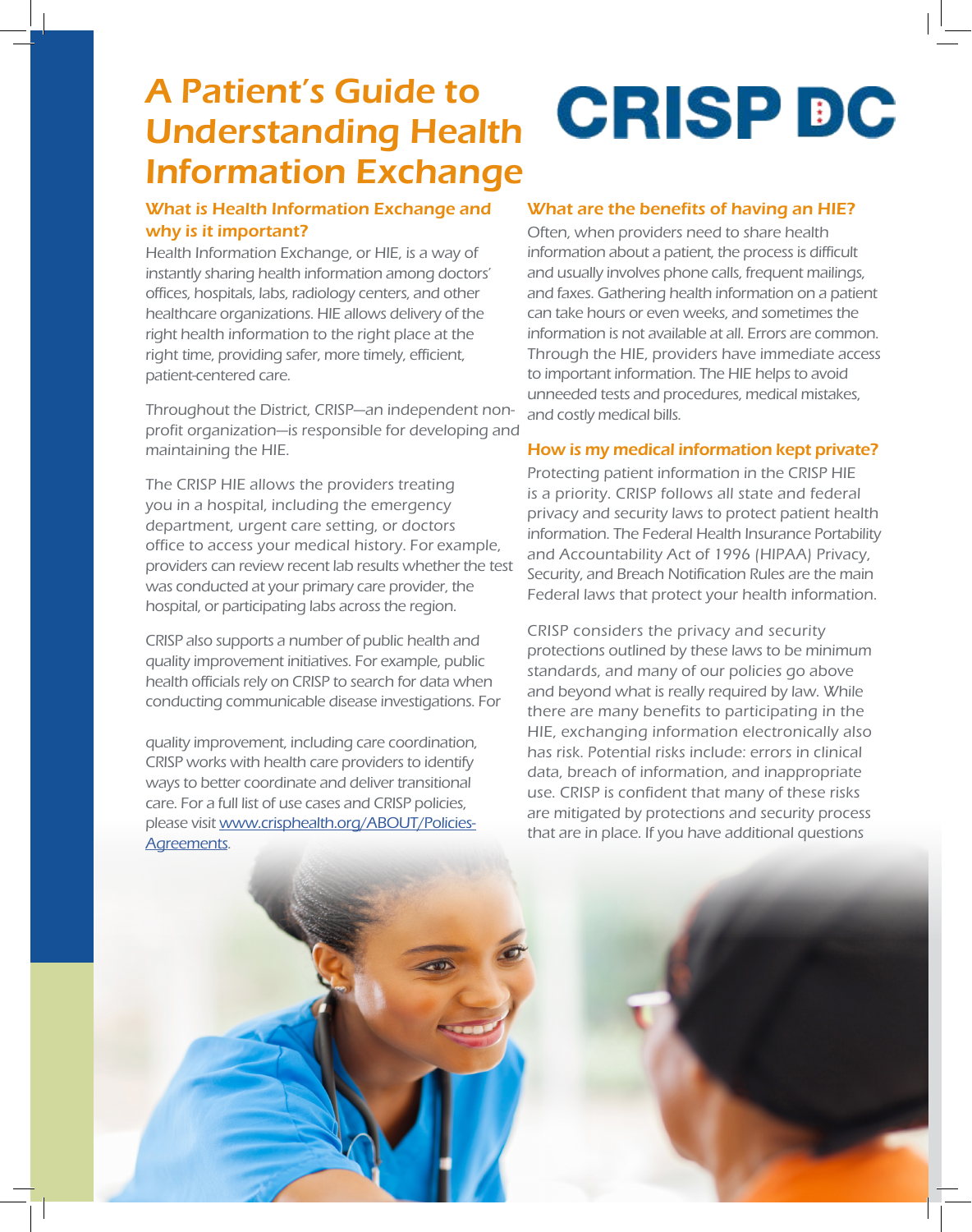# A Patient's Guide to Understanding Health Information Exchange

CRISP DC

## What is Health Information Exchange and why is it important?

Health Information Exchange, or HIE, is a way of instantly sharing health information among doctors' offices, hospitals, labs, radiology centers, and other healthcare organizations. HIE allows delivery of the right health information to the right place at the right time, providing safer, more timely, efficient, patient-centered care.

Throughout the District, CRISP—an independent non-profit organization—is responsible for developing and maintaining the HIE.

The CRISP HIE allows the providers treating you in a hospital, including the emergency department, urgent care setting, or doctors office to access your medical history. For example, providers can review recent lab results whether the test was conducted at your primary care provider, the hospital, or participating labs across the region.

CRISP also supports a number of public health and quality improvement initiatives. For example, public health officials rely on CRISP to search for data when conducting communicable disease investigations. For

quality improvement, including care coordination, CRISP works with health care providers to identify ways to better coordinate and deliver transitional care. For a full list of use cases and CRISP policies, please visit [www.crisphealth.org/ABOUT/Policies-Agreements](www.crisphealth.org/ABOUT/Policies-Agreements).

## What are the benefits of having an HIE?

Often, when providers need to share health information about a patient, the process is difficult and usually involves phone calls, frequent mailings, and faxes. Gathering health information on a patient can take hours or even weeks, and sometimes the information is not available at all. Errors are common. Through the HIE, providers have immediate access to important information. The HIE helps to avoid unneeded tests and procedures, medical mistakes, and costly medical bills.

## How is my medical information kept private?

Protecting patient information in the CRISP HIE is a priority. CRISP follows all state and federal privacy and security laws to protect patient health information. The Federal Health Insurance Portability and Accountability Act of 1996 (HIPAA) Privacy, Security, and Breach Notification Rules are the main Federal laws that protect your health information.

CRISP considers the privacy and security protections outlined by these laws to be minimum standards, and many of our policies go above and beyond what is really required by law. While there are many benefits to participating in the HIE, exchanging information electronically also has risk. Potential risks include: errors in clinical data, breach of information, and inappropriate use. CRISP is confident that many of these risks are mitigated by protections and security process that are in place. If you have additional questions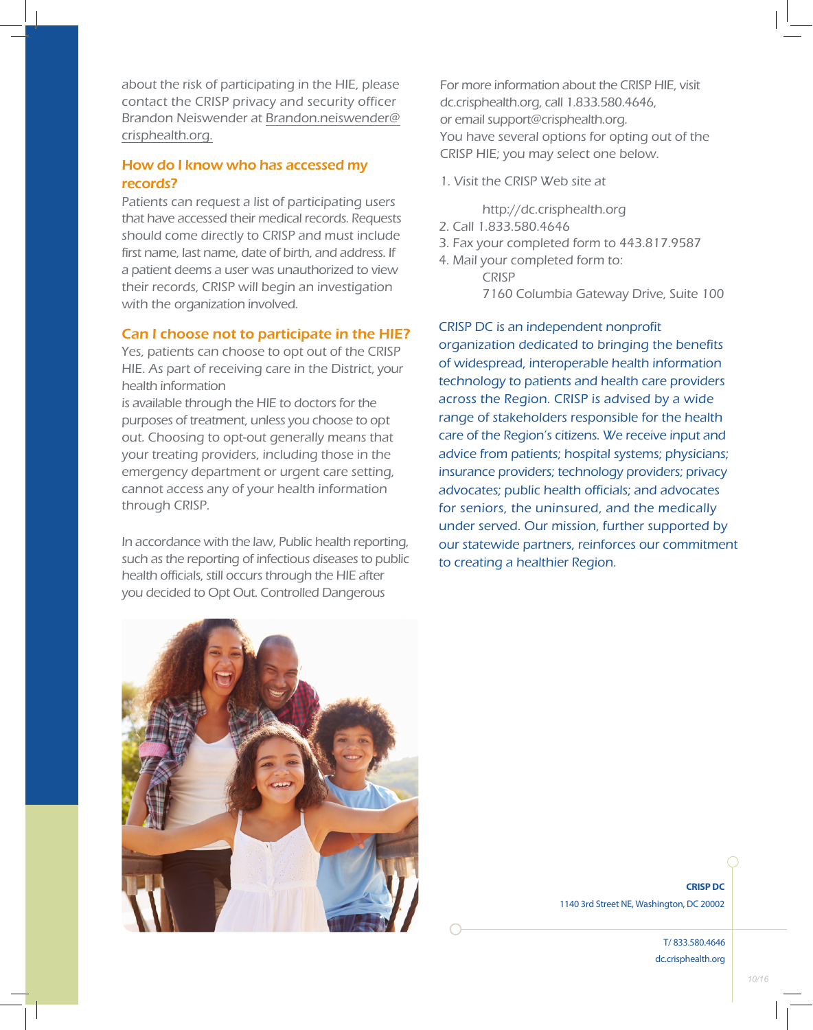about the risk of participating in the HIE, please contact the CRISP privacy and security officer Brandon Neiswender at Brandon.neiswender@crisphealth.org.

## How do I know who has accessed my records?

Patients can request a list of participating users that have accessed their medical records. Requests should come directly to CRISP and must include first name, last name, date of birth, and address. If a patient deems a user was unauthorized to view their records, CRISP will begin an investigation with the organization involved.

## Can I choose not to participate in the HIE?

Yes, patients can choose to opt out of the CRISP HIE. As part of receiving care in the District, your health information is available through the HIE to doctors for the purposes of treatment, unless you choose to opt out. Choosing to opt-out generally means that your treating providers, including those in the emergency department or urgent care setting, cannot access any of your health information through CRISP.

In accordance with the law, Public health reporting, such as the reporting of infectious diseases to public health officials, still occurs through the HIE after you decided to Opt Out. Controlled Dangerous

For more information about the CRISP HIE, visit dc.crisphealth.org, call 1.833.580.4646, or email support@crisphealth.org.

You have several options for opting out of the CRISP HIE; you may select one below.

1. Visit the CRISP Web site at
   http://dc.crisphealth.org
2. Call 1.833.580.4646
3. Fax your completed form to 443.817.9587
4. Mail your completed form to:
   CRISP
   7160 Columbia Gateway Drive, Suite 100

CRISP DC is an independent nonprofit organization dedicated to bringing the benefits of widespread, interoperable health information technology to patients and health care providers across the Region. CRISP is advised by a wide range of stakeholders responsible for the health care of the Region's citizens. We receive input and advice from patients; hospital systems; physicians; insurance providers; technology providers; privacy advocates; public health officials; and advocates for seniors, the uninsured, and the medically under served. Our mission, further supported by our statewide partners, reinforces our commitment to creating a healthier Region.

**CRISP DC**
1140 3rd Street NE, Washington, DC 20002

T/ 833.580.4646
dc.crisphealth.org

10/16